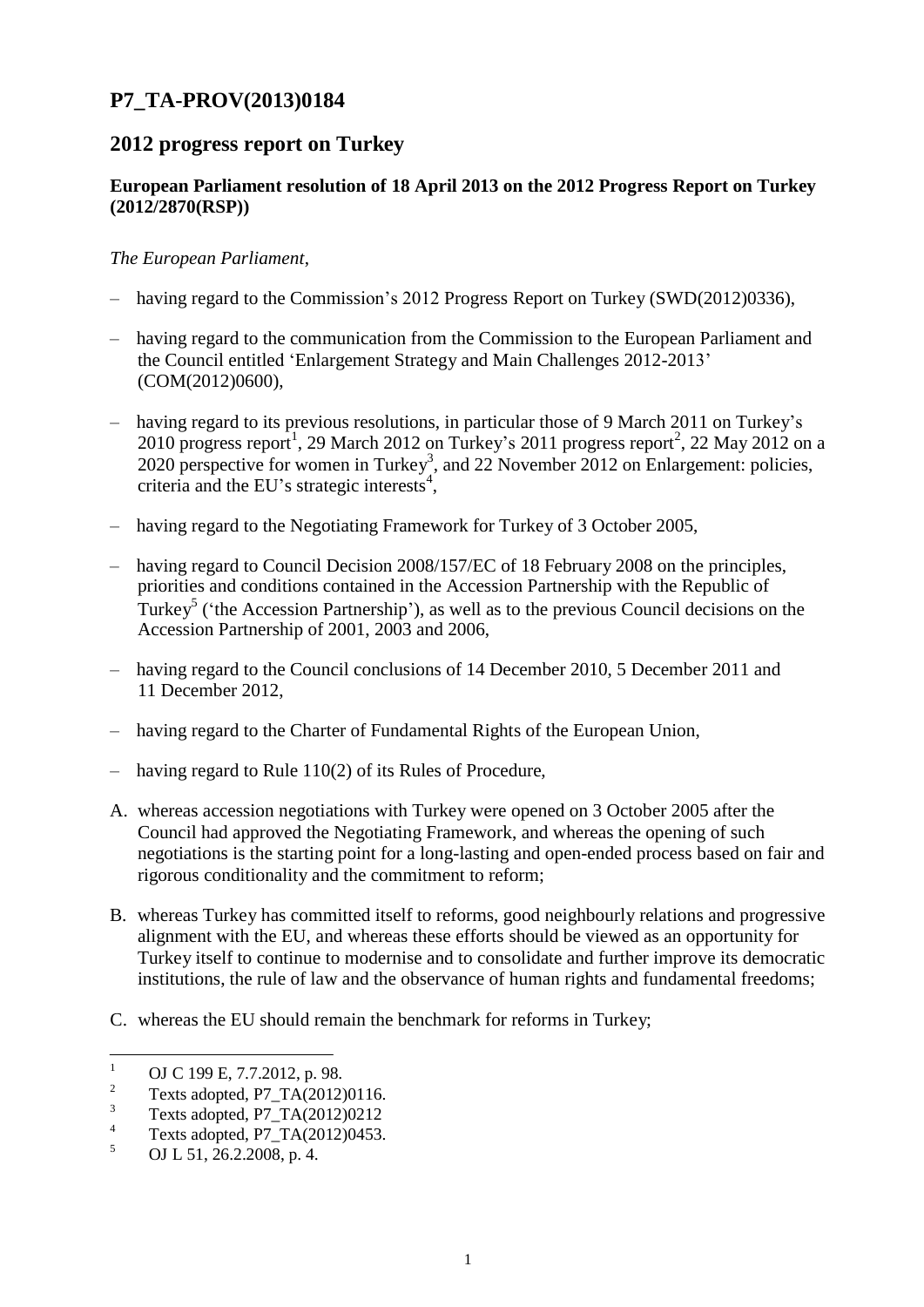# P7_TA-PROV(2013)0184

## 2012 progress report on Turkey

**European Parliament resolution of 18 April 2013 on the 2012 Progress Report on Turkey (2012/2870(RSP))**

*The European Parliament*,

– having regard to the Commission's 2012 Progress Report on Turkey (SWD(2012)0336),

– having regard to the communication from the Commission to the European Parliament and the Council entitled 'Enlargement Strategy and Main Challenges 2012-2013' (COM(2012)0600),

– having regard to its previous resolutions, in particular those of 9 March 2011 on Turkey's 2010 progress report[1], 29 March 2012 on Turkey's 2011 progress report[2], 22 May 2012 on a 2020 perspective for women in Turkey[3], and 22 November 2012 on Enlargement: policies, criteria and the EU's strategic interests[4],

– having regard to the Negotiating Framework for Turkey of 3 October 2005,

– having regard to Council Decision 2008/157/EC of 18 February 2008 on the principles, priorities and conditions contained in the Accession Partnership with the Republic of Turkey[5] ('the Accession Partnership'), as well as to the previous Council decisions on the Accession Partnership of 2001, 2003 and 2006,

– having regard to the Council conclusions of 14 December 2010, 5 December 2011 and 11 December 2012,

– having regard to the Charter of Fundamental Rights of the European Union,

– having regard to Rule 110(2) of its Rules of Procedure,

A. whereas accession negotiations with Turkey were opened on 3 October 2005 after the Council had approved the Negotiating Framework, and whereas the opening of such negotiations is the starting point for a long-lasting and open-ended process based on fair and rigorous conditionality and the commitment to reform;

B. whereas Turkey has committed itself to reforms, good neighbourly relations and progressive alignment with the EU, and whereas these efforts should be viewed as an opportunity for Turkey itself to continue to modernise and to consolidate and further improve its democratic institutions, the rule of law and the observance of human rights and fundamental freedoms;

C. whereas the EU should remain the benchmark for reforms in Turkey;

---

[1] OJ C 199 E, 7.7.2012, p. 98.

[2] Texts adopted, P7_TA(2012)0116.

[3] Texts adopted, P7_TA(2012)0212

[4] Texts adopted, P7_TA(2012)0453.

[5] OJ L 51, 26.2.2008, p. 4.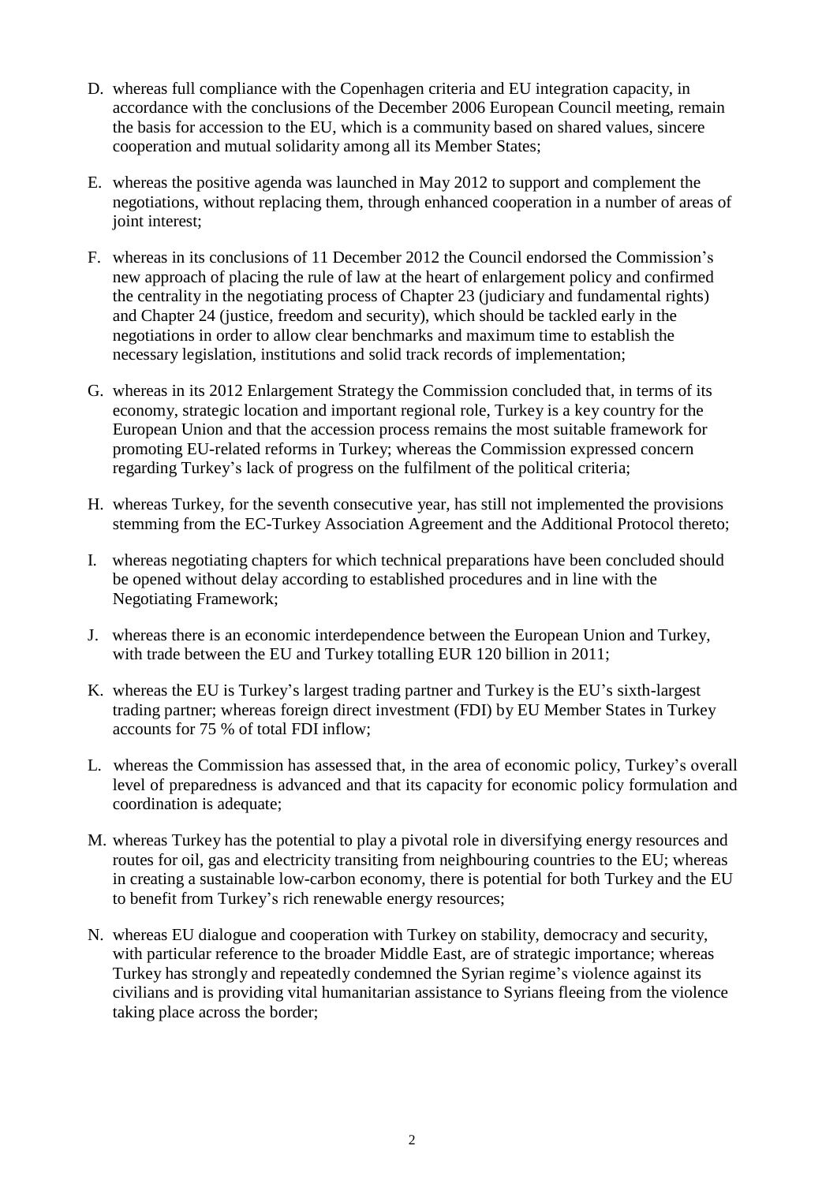D. whereas full compliance with the Copenhagen criteria and EU integration capacity, in accordance with the conclusions of the December 2006 European Council meeting, remain the basis for accession to the EU, which is a community based on shared values, sincere cooperation and mutual solidarity among all its Member States;

E. whereas the positive agenda was launched in May 2012 to support and complement the negotiations, without replacing them, through enhanced cooperation in a number of areas of joint interest;

F. whereas in its conclusions of 11 December 2012 the Council endorsed the Commission's new approach of placing the rule of law at the heart of enlargement policy and confirmed the centrality in the negotiating process of Chapter 23 (judiciary and fundamental rights) and Chapter 24 (justice, freedom and security), which should be tackled early in the negotiations in order to allow clear benchmarks and maximum time to establish the necessary legislation, institutions and solid track records of implementation;

G. whereas in its 2012 Enlargement Strategy the Commission concluded that, in terms of its economy, strategic location and important regional role, Turkey is a key country for the European Union and that the accession process remains the most suitable framework for promoting EU-related reforms in Turkey; whereas the Commission expressed concern regarding Turkey's lack of progress on the fulfilment of the political criteria;

H. whereas Turkey, for the seventh consecutive year, has still not implemented the provisions stemming from the EC-Turkey Association Agreement and the Additional Protocol thereto;

I. whereas negotiating chapters for which technical preparations have been concluded should be opened without delay according to established procedures and in line with the Negotiating Framework;

J. whereas there is an economic interdependence between the European Union and Turkey, with trade between the EU and Turkey totalling EUR 120 billion in 2011;

K. whereas the EU is Turkey's largest trading partner and Turkey is the EU's sixth-largest trading partner; whereas foreign direct investment (FDI) by EU Member States in Turkey accounts for 75 % of total FDI inflow;

L. whereas the Commission has assessed that, in the area of economic policy, Turkey's overall level of preparedness is advanced and that its capacity for economic policy formulation and coordination is adequate;

M. whereas Turkey has the potential to play a pivotal role in diversifying energy resources and routes for oil, gas and electricity transiting from neighbouring countries to the EU; whereas in creating a sustainable low-carbon economy, there is potential for both Turkey and the EU to benefit from Turkey's rich renewable energy resources;

N. whereas EU dialogue and cooperation with Turkey on stability, democracy and security, with particular reference to the broader Middle East, are of strategic importance; whereas Turkey has strongly and repeatedly condemned the Syrian regime's violence against its civilians and is providing vital humanitarian assistance to Syrians fleeing from the violence taking place across the border;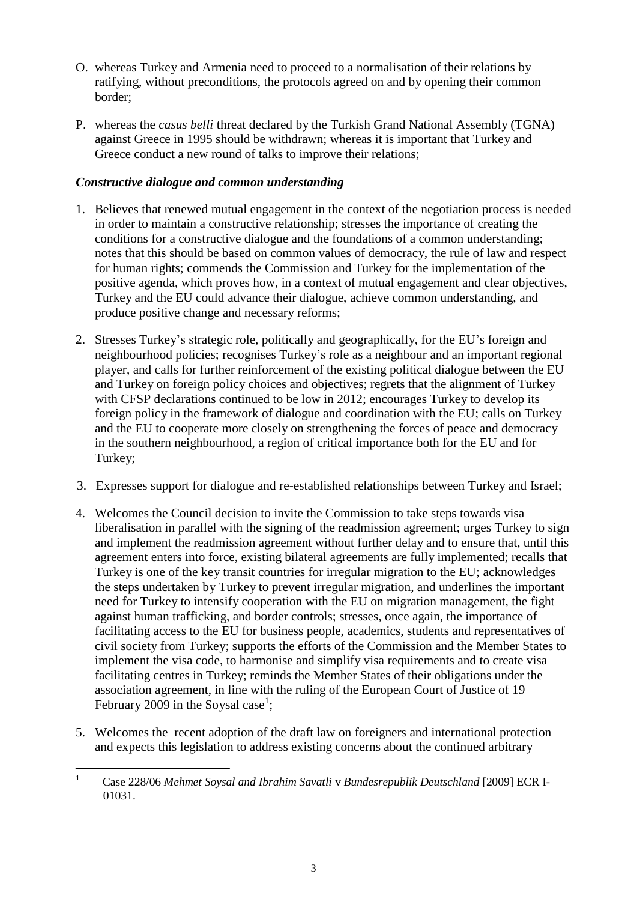O. whereas Turkey and Armenia need to proceed to a normalisation of their relations by ratifying, without preconditions, the protocols agreed on and by opening their common border;

P. whereas the *casus belli* threat declared by the Turkish Grand National Assembly (TGNA) against Greece in 1995 should be withdrawn; whereas it is important that Turkey and Greece conduct a new round of talks to improve their relations;

### *Constructive dialogue and common understanding*

1. Believes that renewed mutual engagement in the context of the negotiation process is needed in order to maintain a constructive relationship; stresses the importance of creating the conditions for a constructive dialogue and the foundations of a common understanding; notes that this should be based on common values of democracy, the rule of law and respect for human rights; commends the Commission and Turkey for the implementation of the positive agenda, which proves how, in a context of mutual engagement and clear objectives, Turkey and the EU could advance their dialogue, achieve common understanding, and produce positive change and necessary reforms;

2. Stresses Turkey's strategic role, politically and geographically, for the EU's foreign and neighbourhood policies; recognises Turkey's role as a neighbour and an important regional player, and calls for further reinforcement of the existing political dialogue between the EU and Turkey on foreign policy choices and objectives; regrets that the alignment of Turkey with CFSP declarations continued to be low in 2012; encourages Turkey to develop its foreign policy in the framework of dialogue and coordination with the EU; calls on Turkey and the EU to cooperate more closely on strengthening the forces of peace and democracy in the southern neighbourhood, a region of critical importance both for the EU and for Turkey;

3. Expresses support for dialogue and re-established relationships between Turkey and Israel;

4. Welcomes the Council decision to invite the Commission to take steps towards visa liberalisation in parallel with the signing of the readmission agreement; urges Turkey to sign and implement the readmission agreement without further delay and to ensure that, until this agreement enters into force, existing bilateral agreements are fully implemented; recalls that Turkey is one of the key transit countries for irregular migration to the EU; acknowledges the steps undertaken by Turkey to prevent irregular migration, and underlines the important need for Turkey to intensify cooperation with the EU on migration management, the fight against human trafficking, and border controls; stresses, once again, the importance of facilitating access to the EU for business people, academics, students and representatives of civil society from Turkey; supports the efforts of the Commission and the Member States to implement the visa code, to harmonise and simplify visa requirements and to create visa facilitating centres in Turkey; reminds the Member States of their obligations under the association agreement, in line with the ruling of the European Court of Justice of 19 February 2009 in the Soysal case[1];

5. Welcomes the recent adoption of the draft law on foreigners and international protection and expects this legislation to address existing concerns about the continued arbitrary

[1] Case 228/06 *Mehmet Soysal and Ibrahim Savatli* v *Bundesrepublik Deutschland* [2009] ECR I-01031.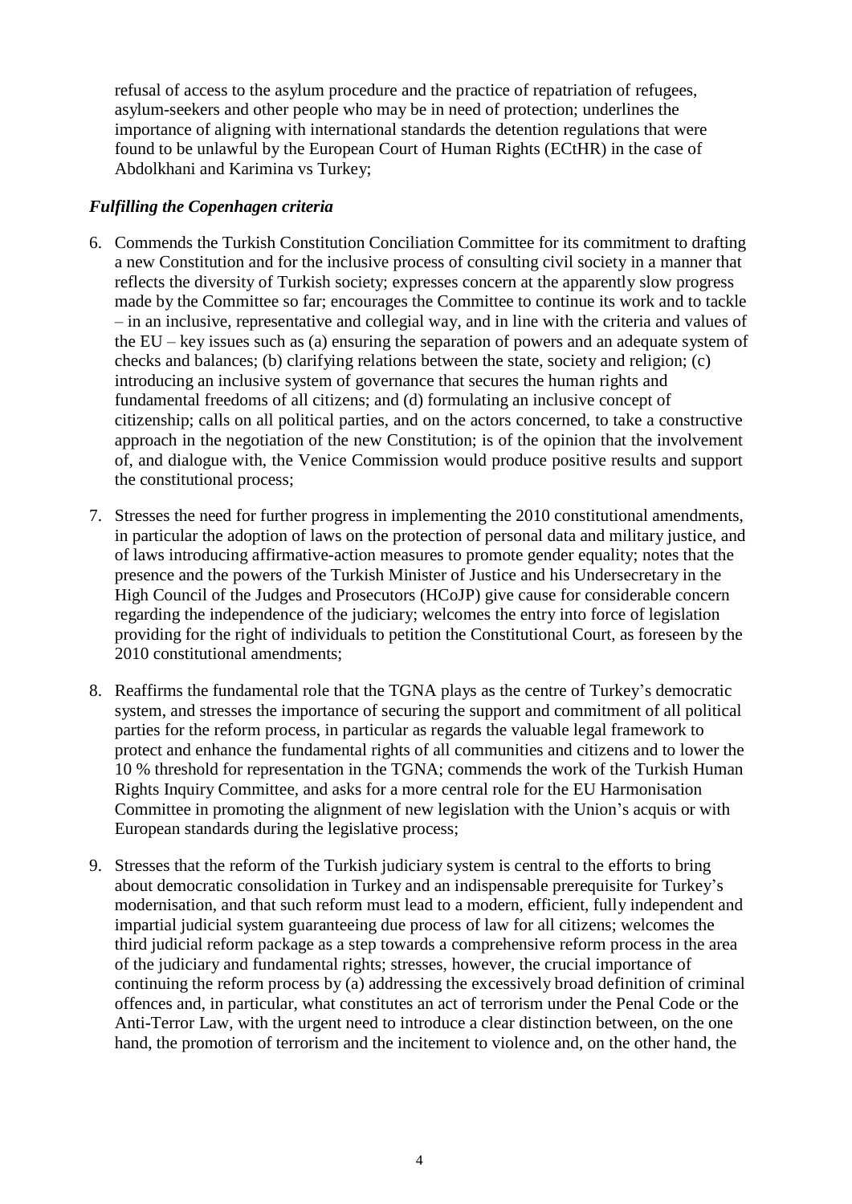refusal of access to the asylum procedure and the practice of repatriation of refugees, asylum-seekers and other people who may be in need of protection; underlines the importance of aligning with international standards the detention regulations that were found to be unlawful by the European Court of Human Rights (ECtHR) in the case of Abdolkhani and Karimina vs Turkey;

### *Fulfilling the Copenhagen criteria*

6. Commends the Turkish Constitution Conciliation Committee for its commitment to drafting a new Constitution and for the inclusive process of consulting civil society in a manner that reflects the diversity of Turkish society; expresses concern at the apparently slow progress made by the Committee so far; encourages the Committee to continue its work and to tackle – in an inclusive, representative and collegial way, and in line with the criteria and values of the EU – key issues such as (a) ensuring the separation of powers and an adequate system of checks and balances; (b) clarifying relations between the state, society and religion; (c) introducing an inclusive system of governance that secures the human rights and fundamental freedoms of all citizens; and (d) formulating an inclusive concept of citizenship; calls on all political parties, and on the actors concerned, to take a constructive approach in the negotiation of the new Constitution; is of the opinion that the involvement of, and dialogue with, the Venice Commission would produce positive results and support the constitutional process;

7. Stresses the need for further progress in implementing the 2010 constitutional amendments, in particular the adoption of laws on the protection of personal data and military justice, and of laws introducing affirmative-action measures to promote gender equality; notes that the presence and the powers of the Turkish Minister of Justice and his Undersecretary in the High Council of the Judges and Prosecutors (HCoJP) give cause for considerable concern regarding the independence of the judiciary; welcomes the entry into force of legislation providing for the right of individuals to petition the Constitutional Court, as foreseen by the 2010 constitutional amendments;

8. Reaffirms the fundamental role that the TGNA plays as the centre of Turkey's democratic system, and stresses the importance of securing the support and commitment of all political parties for the reform process, in particular as regards the valuable legal framework to protect and enhance the fundamental rights of all communities and citizens and to lower the 10 % threshold for representation in the TGNA; commends the work of the Turkish Human Rights Inquiry Committee, and asks for a more central role for the EU Harmonisation Committee in promoting the alignment of new legislation with the Union's acquis or with European standards during the legislative process;

9. Stresses that the reform of the Turkish judiciary system is central to the efforts to bring about democratic consolidation in Turkey and an indispensable prerequisite for Turkey's modernisation, and that such reform must lead to a modern, efficient, fully independent and impartial judicial system guaranteeing due process of law for all citizens; welcomes the third judicial reform package as a step towards a comprehensive reform process in the area of the judiciary and fundamental rights; stresses, however, the crucial importance of continuing the reform process by (a) addressing the excessively broad definition of criminal offences and, in particular, what constitutes an act of terrorism under the Penal Code or the Anti-Terror Law, with the urgent need to introduce a clear distinction between, on the one hand, the promotion of terrorism and the incitement to violence and, on the other hand, the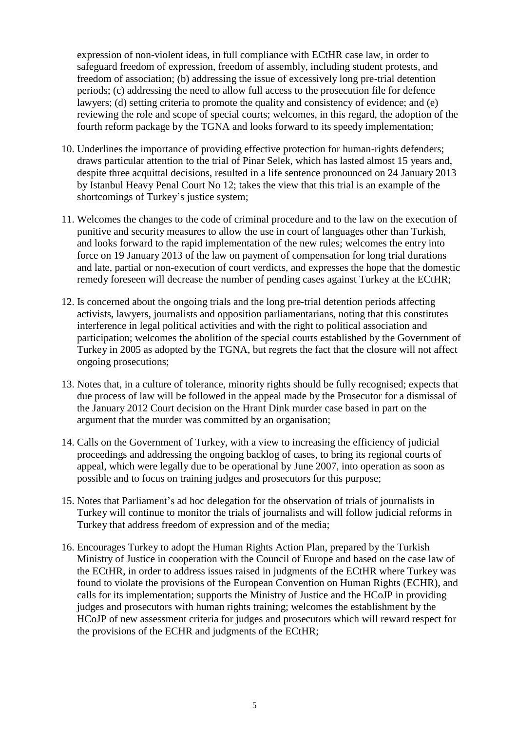expression of non-violent ideas, in full compliance with ECtHR case law, in order to safeguard freedom of expression, freedom of assembly, including student protests, and freedom of association; (b) addressing the issue of excessively long pre-trial detention periods; (c) addressing the need to allow full access to the prosecution file for defence lawyers; (d) setting criteria to promote the quality and consistency of evidence; and (e) reviewing the role and scope of special courts; welcomes, in this regard, the adoption of the fourth reform package by the TGNA and looks forward to its speedy implementation;

10. Underlines the importance of providing effective protection for human-rights defenders; draws particular attention to the trial of Pinar Selek, which has lasted almost 15 years and, despite three acquittal decisions, resulted in a life sentence pronounced on 24 January 2013 by Istanbul Heavy Penal Court No 12; takes the view that this trial is an example of the shortcomings of Turkey's justice system;

11. Welcomes the changes to the code of criminal procedure and to the law on the execution of punitive and security measures to allow the use in court of languages other than Turkish, and looks forward to the rapid implementation of the new rules; welcomes the entry into force on 19 January 2013 of the law on payment of compensation for long trial durations and late, partial or non-execution of court verdicts, and expresses the hope that the domestic remedy foreseen will decrease the number of pending cases against Turkey at the ECtHR;

12. Is concerned about the ongoing trials and the long pre-trial detention periods affecting activists, lawyers, journalists and opposition parliamentarians, noting that this constitutes interference in legal political activities and with the right to political association and participation; welcomes the abolition of the special courts established by the Government of Turkey in 2005 as adopted by the TGNA, but regrets the fact that the closure will not affect ongoing prosecutions;

13. Notes that, in a culture of tolerance, minority rights should be fully recognised; expects that due process of law will be followed in the appeal made by the Prosecutor for a dismissal of the January 2012 Court decision on the Hrant Dink murder case based in part on the argument that the murder was committed by an organisation;

14. Calls on the Government of Turkey, with a view to increasing the efficiency of judicial proceedings and addressing the ongoing backlog of cases, to bring its regional courts of appeal, which were legally due to be operational by June 2007, into operation as soon as possible and to focus on training judges and prosecutors for this purpose;

15. Notes that Parliament's ad hoc delegation for the observation of trials of journalists in Turkey will continue to monitor the trials of journalists and will follow judicial reforms in Turkey that address freedom of expression and of the media;

16. Encourages Turkey to adopt the Human Rights Action Plan, prepared by the Turkish Ministry of Justice in cooperation with the Council of Europe and based on the case law of the ECtHR, in order to address issues raised in judgments of the ECtHR where Turkey was found to violate the provisions of the European Convention on Human Rights (ECHR), and calls for its implementation; supports the Ministry of Justice and the HCoJP in providing judges and prosecutors with human rights training; welcomes the establishment by the HCoJP of new assessment criteria for judges and prosecutors which will reward respect for the provisions of the ECHR and judgments of the ECtHR;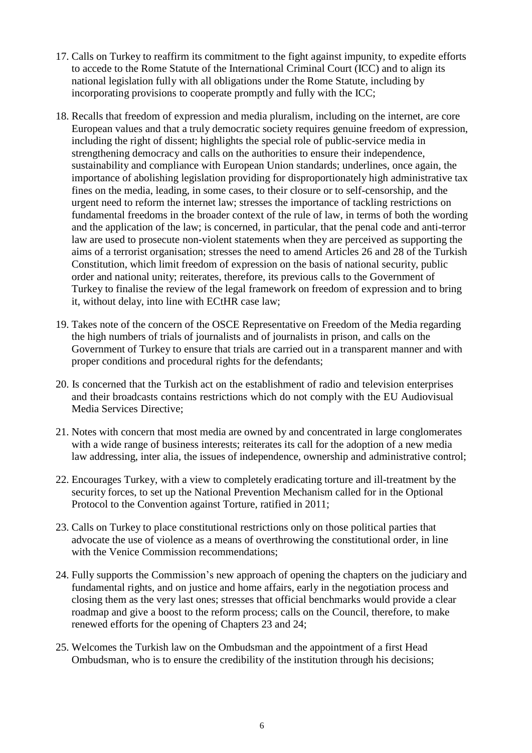17. Calls on Turkey to reaffirm its commitment to the fight against impunity, to expedite efforts to accede to the Rome Statute of the International Criminal Court (ICC) and to align its national legislation fully with all obligations under the Rome Statute, including by incorporating provisions to cooperate promptly and fully with the ICC;

18. Recalls that freedom of expression and media pluralism, including on the internet, are core European values and that a truly democratic society requires genuine freedom of expression, including the right of dissent; highlights the special role of public-service media in strengthening democracy and calls on the authorities to ensure their independence, sustainability and compliance with European Union standards; underlines, once again, the importance of abolishing legislation providing for disproportionately high administrative tax fines on the media, leading, in some cases, to their closure or to self-censorship, and the urgent need to reform the internet law; stresses the importance of tackling restrictions on fundamental freedoms in the broader context of the rule of law, in terms of both the wording and the application of the law; is concerned, in particular, that the penal code and anti-terror law are used to prosecute non-violent statements when they are perceived as supporting the aims of a terrorist organisation; stresses the need to amend Articles 26 and 28 of the Turkish Constitution, which limit freedom of expression on the basis of national security, public order and national unity; reiterates, therefore, its previous calls to the Government of Turkey to finalise the review of the legal framework on freedom of expression and to bring it, without delay, into line with ECtHR case law;

19. Takes note of the concern of the OSCE Representative on Freedom of the Media regarding the high numbers of trials of journalists and of journalists in prison, and calls on the Government of Turkey to ensure that trials are carried out in a transparent manner and with proper conditions and procedural rights for the defendants;

20. Is concerned that the Turkish act on the establishment of radio and television enterprises and their broadcasts contains restrictions which do not comply with the EU Audiovisual Media Services Directive;

21. Notes with concern that most media are owned by and concentrated in large conglomerates with a wide range of business interests; reiterates its call for the adoption of a new media law addressing, inter alia, the issues of independence, ownership and administrative control;

22. Encourages Turkey, with a view to completely eradicating torture and ill-treatment by the security forces, to set up the National Prevention Mechanism called for in the Optional Protocol to the Convention against Torture, ratified in 2011;

23. Calls on Turkey to place constitutional restrictions only on those political parties that advocate the use of violence as a means of overthrowing the constitutional order, in line with the Venice Commission recommendations;

24. Fully supports the Commission's new approach of opening the chapters on the judiciary and fundamental rights, and on justice and home affairs, early in the negotiation process and closing them as the very last ones; stresses that official benchmarks would provide a clear roadmap and give a boost to the reform process; calls on the Council, therefore, to make renewed efforts for the opening of Chapters 23 and 24;

25. Welcomes the Turkish law on the Ombudsman and the appointment of a first Head Ombudsman, who is to ensure the credibility of the institution through his decisions;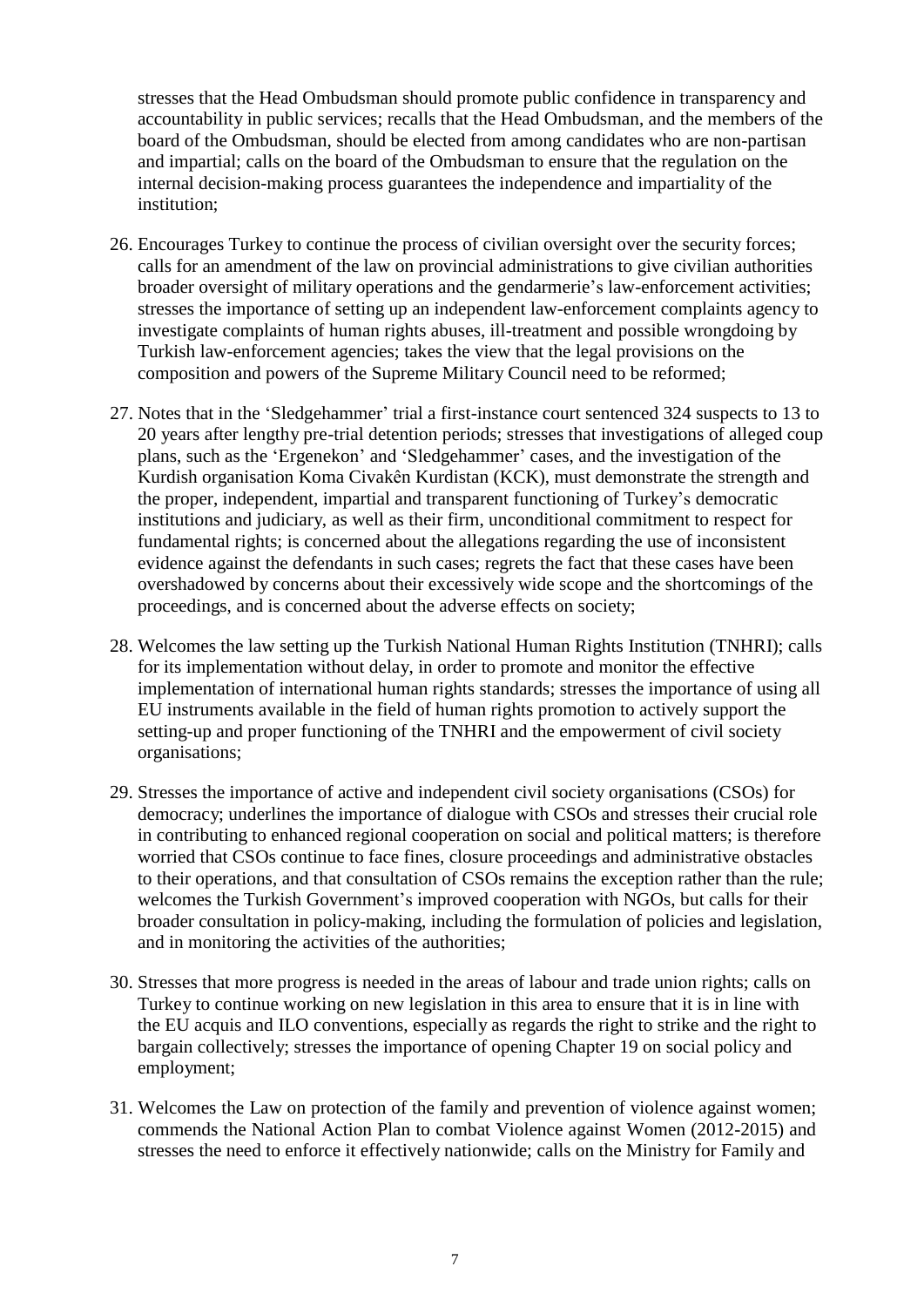stresses that the Head Ombudsman should promote public confidence in transparency and accountability in public services; recalls that the Head Ombudsman, and the members of the board of the Ombudsman, should be elected from among candidates who are non-partisan and impartial; calls on the board of the Ombudsman to ensure that the regulation on the internal decision-making process guarantees the independence and impartiality of the institution;

26. Encourages Turkey to continue the process of civilian oversight over the security forces; calls for an amendment of the law on provincial administrations to give civilian authorities broader oversight of military operations and the gendarmerie's law-enforcement activities; stresses the importance of setting up an independent law-enforcement complaints agency to investigate complaints of human rights abuses, ill-treatment and possible wrongdoing by Turkish law-enforcement agencies; takes the view that the legal provisions on the composition and powers of the Supreme Military Council need to be reformed;

27. Notes that in the 'Sledgehammer' trial a first-instance court sentenced 324 suspects to 13 to 20 years after lengthy pre-trial detention periods; stresses that investigations of alleged coup plans, such as the 'Ergenekon' and 'Sledgehammer' cases, and the investigation of the Kurdish organisation Koma Civakên Kurdistan (KCK), must demonstrate the strength and the proper, independent, impartial and transparent functioning of Turkey's democratic institutions and judiciary, as well as their firm, unconditional commitment to respect for fundamental rights; is concerned about the allegations regarding the use of inconsistent evidence against the defendants in such cases; regrets the fact that these cases have been overshadowed by concerns about their excessively wide scope and the shortcomings of the proceedings, and is concerned about the adverse effects on society;

28. Welcomes the law setting up the Turkish National Human Rights Institution (TNHRI); calls for its implementation without delay, in order to promote and monitor the effective implementation of international human rights standards; stresses the importance of using all EU instruments available in the field of human rights promotion to actively support the setting-up and proper functioning of the TNHRI and the empowerment of civil society organisations;

29. Stresses the importance of active and independent civil society organisations (CSOs) for democracy; underlines the importance of dialogue with CSOs and stresses their crucial role in contributing to enhanced regional cooperation on social and political matters; is therefore worried that CSOs continue to face fines, closure proceedings and administrative obstacles to their operations, and that consultation of CSOs remains the exception rather than the rule; welcomes the Turkish Government's improved cooperation with NGOs, but calls for their broader consultation in policy-making, including the formulation of policies and legislation, and in monitoring the activities of the authorities;

30. Stresses that more progress is needed in the areas of labour and trade union rights; calls on Turkey to continue working on new legislation in this area to ensure that it is in line with the EU acquis and ILO conventions, especially as regards the right to strike and the right to bargain collectively; stresses the importance of opening Chapter 19 on social policy and employment;

31. Welcomes the Law on protection of the family and prevention of violence against women; commends the National Action Plan to combat Violence against Women (2012-2015) and stresses the need to enforce it effectively nationwide; calls on the Ministry for Family and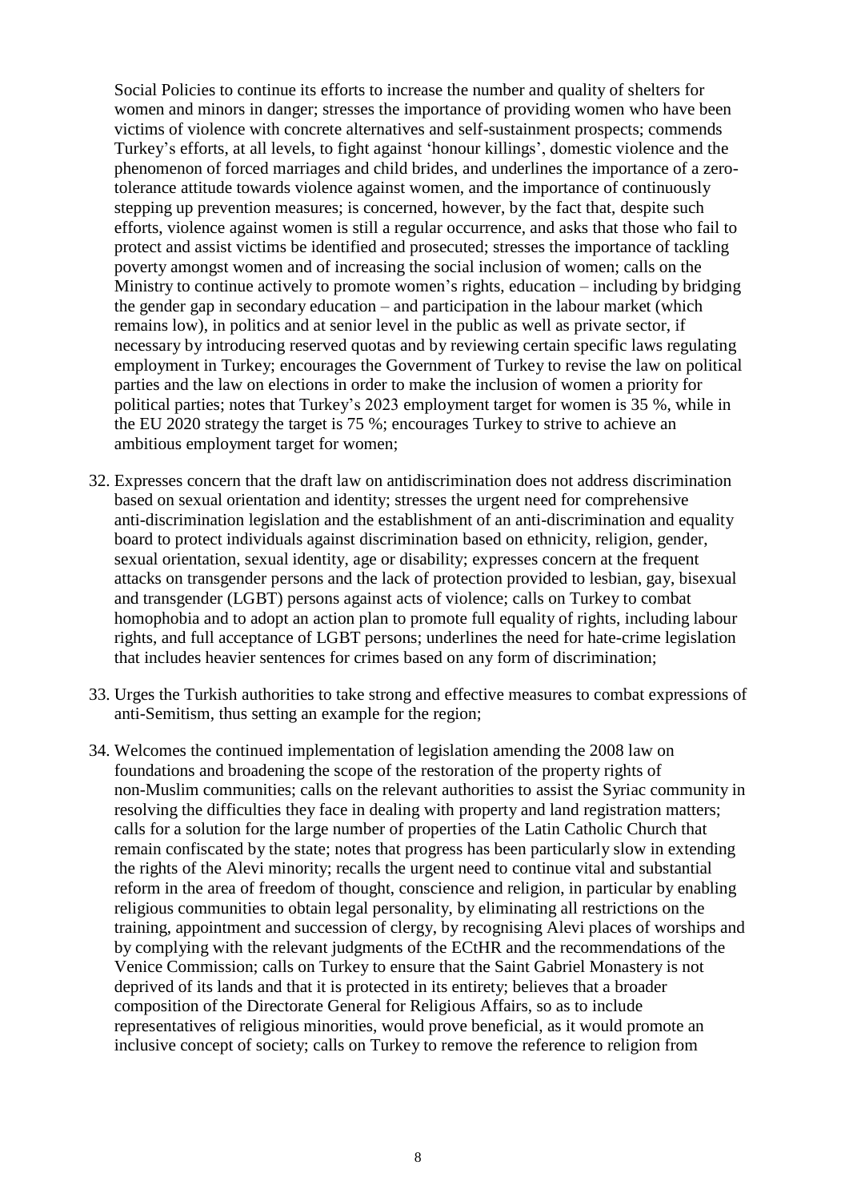Social Policies to continue its efforts to increase the number and quality of shelters for women and minors in danger; stresses the importance of providing women who have been victims of violence with concrete alternatives and self-sustainment prospects; commends Turkey's efforts, at all levels, to fight against 'honour killings', domestic violence and the phenomenon of forced marriages and child brides, and underlines the importance of a zero-tolerance attitude towards violence against women, and the importance of continuously stepping up prevention measures; is concerned, however, by the fact that, despite such efforts, violence against women is still a regular occurrence, and asks that those who fail to protect and assist victims be identified and prosecuted; stresses the importance of tackling poverty amongst women and of increasing the social inclusion of women; calls on the Ministry to continue actively to promote women's rights, education – including by bridging the gender gap in secondary education – and participation in the labour market (which remains low), in politics and at senior level in the public as well as private sector, if necessary by introducing reserved quotas and by reviewing certain specific laws regulating employment in Turkey; encourages the Government of Turkey to revise the law on political parties and the law on elections in order to make the inclusion of women a priority for political parties; notes that Turkey's 2023 employment target for women is 35 %, while in the EU 2020 strategy the target is 75 %; encourages Turkey to strive to achieve an ambitious employment target for women;

32. Expresses concern that the draft law on antidiscrimination does not address discrimination based on sexual orientation and identity; stresses the urgent need for comprehensive anti-discrimination legislation and the establishment of an anti-discrimination and equality board to protect individuals against discrimination based on ethnicity, religion, gender, sexual orientation, sexual identity, age or disability; expresses concern at the frequent attacks on transgender persons and the lack of protection provided to lesbian, gay, bisexual and transgender (LGBT) persons against acts of violence; calls on Turkey to combat homophobia and to adopt an action plan to promote full equality of rights, including labour rights, and full acceptance of LGBT persons; underlines the need for hate-crime legislation that includes heavier sentences for crimes based on any form of discrimination;

33. Urges the Turkish authorities to take strong and effective measures to combat expressions of anti-Semitism, thus setting an example for the region;

34. Welcomes the continued implementation of legislation amending the 2008 law on foundations and broadening the scope of the restoration of the property rights of non-Muslim communities; calls on the relevant authorities to assist the Syriac community in resolving the difficulties they face in dealing with property and land registration matters; calls for a solution for the large number of properties of the Latin Catholic Church that remain confiscated by the state; notes that progress has been particularly slow in extending the rights of the Alevi minority; recalls the urgent need to continue vital and substantial reform in the area of freedom of thought, conscience and religion, in particular by enabling religious communities to obtain legal personality, by eliminating all restrictions on the training, appointment and succession of clergy, by recognising Alevi places of worships and by complying with the relevant judgments of the ECtHR and the recommendations of the Venice Commission; calls on Turkey to ensure that the Saint Gabriel Monastery is not deprived of its lands and that it is protected in its entirety; believes that a broader composition of the Directorate General for Religious Affairs, so as to include representatives of religious minorities, would prove beneficial, as it would promote an inclusive concept of society; calls on Turkey to remove the reference to religion from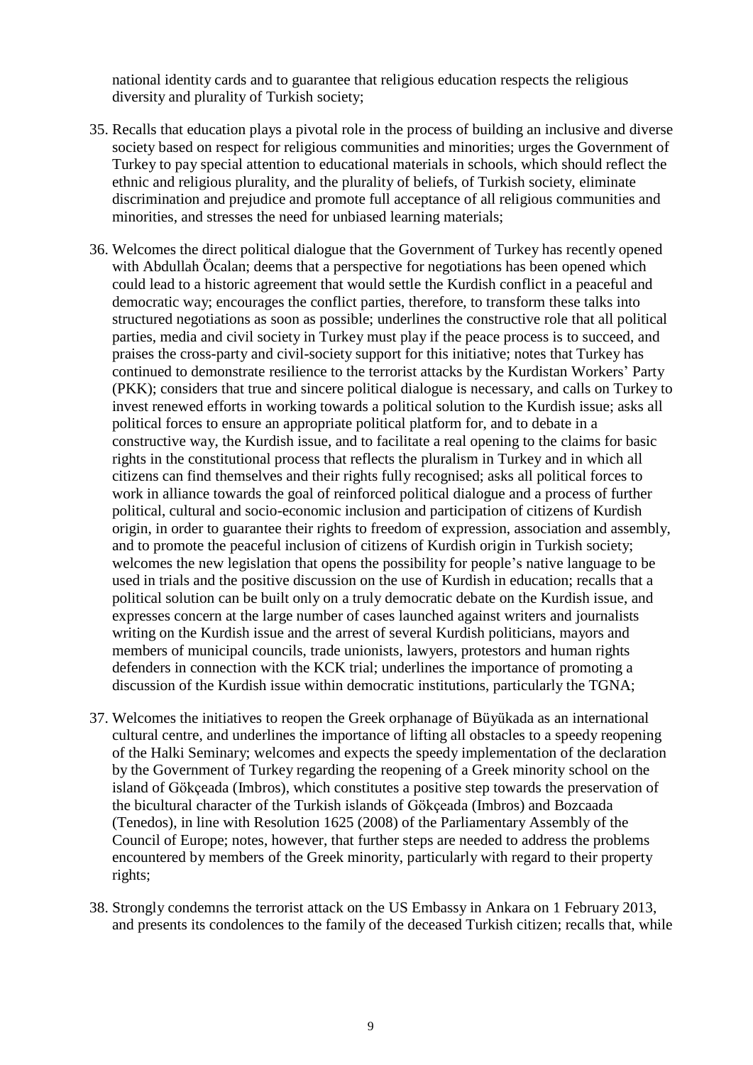national identity cards and to guarantee that religious education respects the religious diversity and plurality of Turkish society;

35. Recalls that education plays a pivotal role in the process of building an inclusive and diverse society based on respect for religious communities and minorities; urges the Government of Turkey to pay special attention to educational materials in schools, which should reflect the ethnic and religious plurality, and the plurality of beliefs, of Turkish society, eliminate discrimination and prejudice and promote full acceptance of all religious communities and minorities, and stresses the need for unbiased learning materials;

36. Welcomes the direct political dialogue that the Government of Turkey has recently opened with Abdullah Öcalan; deems that a perspective for negotiations has been opened which could lead to a historic agreement that would settle the Kurdish conflict in a peaceful and democratic way; encourages the conflict parties, therefore, to transform these talks into structured negotiations as soon as possible; underlines the constructive role that all political parties, media and civil society in Turkey must play if the peace process is to succeed, and praises the cross-party and civil-society support for this initiative; notes that Turkey has continued to demonstrate resilience to the terrorist attacks by the Kurdistan Workers' Party (PKK); considers that true and sincere political dialogue is necessary, and calls on Turkey to invest renewed efforts in working towards a political solution to the Kurdish issue; asks all political forces to ensure an appropriate political platform for, and to debate in a constructive way, the Kurdish issue, and to facilitate a real opening to the claims for basic rights in the constitutional process that reflects the pluralism in Turkey and in which all citizens can find themselves and their rights fully recognised; asks all political forces to work in alliance towards the goal of reinforced political dialogue and a process of further political, cultural and socio-economic inclusion and participation of citizens of Kurdish origin, in order to guarantee their rights to freedom of expression, association and assembly, and to promote the peaceful inclusion of citizens of Kurdish origin in Turkish society; welcomes the new legislation that opens the possibility for people's native language to be used in trials and the positive discussion on the use of Kurdish in education; recalls that a political solution can be built only on a truly democratic debate on the Kurdish issue, and expresses concern at the large number of cases launched against writers and journalists writing on the Kurdish issue and the arrest of several Kurdish politicians, mayors and members of municipal councils, trade unionists, lawyers, protestors and human rights defenders in connection with the KCK trial; underlines the importance of promoting a discussion of the Kurdish issue within democratic institutions, particularly the TGNA;

37. Welcomes the initiatives to reopen the Greek orphanage of Büyükada as an international cultural centre, and underlines the importance of lifting all obstacles to a speedy reopening of the Halki Seminary; welcomes and expects the speedy implementation of the declaration by the Government of Turkey regarding the reopening of a Greek minority school on the island of Gökçeada (Imbros), which constitutes a positive step towards the preservation of the bicultural character of the Turkish islands of Gökçeada (Imbros) and Bozcaada (Tenedos), in line with Resolution 1625 (2008) of the Parliamentary Assembly of the Council of Europe; notes, however, that further steps are needed to address the problems encountered by members of the Greek minority, particularly with regard to their property rights;

38. Strongly condemns the terrorist attack on the US Embassy in Ankara on 1 February 2013, and presents its condolences to the family of the deceased Turkish citizen; recalls that, while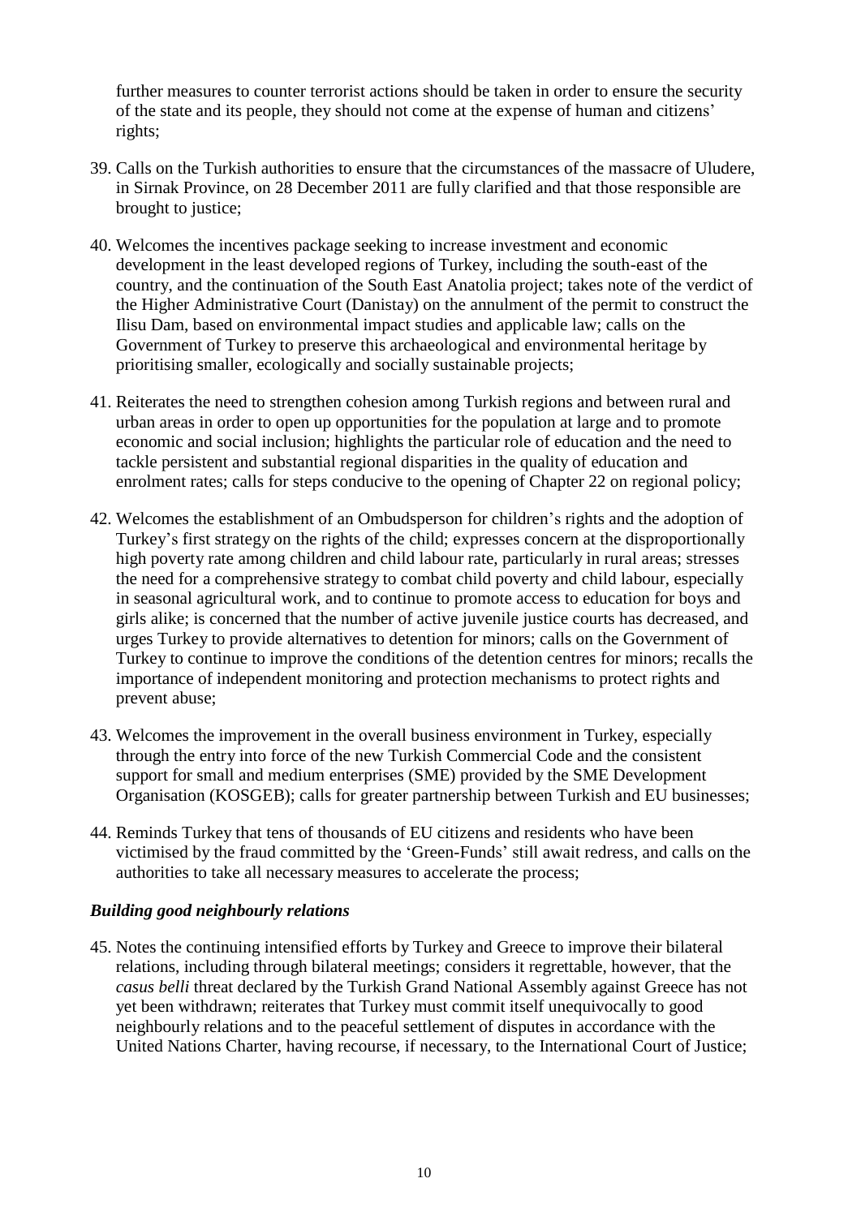further measures to counter terrorist actions should be taken in order to ensure the security of the state and its people, they should not come at the expense of human and citizens' rights;

39. Calls on the Turkish authorities to ensure that the circumstances of the massacre of Uludere, in Sirnak Province, on 28 December 2011 are fully clarified and that those responsible are brought to justice;

40. Welcomes the incentives package seeking to increase investment and economic development in the least developed regions of Turkey, including the south-east of the country, and the continuation of the South East Anatolia project; takes note of the verdict of the Higher Administrative Court (Danistay) on the annulment of the permit to construct the Ilisu Dam, based on environmental impact studies and applicable law; calls on the Government of Turkey to preserve this archaeological and environmental heritage by prioritising smaller, ecologically and socially sustainable projects;

41. Reiterates the need to strengthen cohesion among Turkish regions and between rural and urban areas in order to open up opportunities for the population at large and to promote economic and social inclusion; highlights the particular role of education and the need to tackle persistent and substantial regional disparities in the quality of education and enrolment rates; calls for steps conducive to the opening of Chapter 22 on regional policy;

42. Welcomes the establishment of an Ombudsperson for children's rights and the adoption of Turkey's first strategy on the rights of the child; expresses concern at the disproportionally high poverty rate among children and child labour rate, particularly in rural areas; stresses the need for a comprehensive strategy to combat child poverty and child labour, especially in seasonal agricultural work, and to continue to promote access to education for boys and girls alike; is concerned that the number of active juvenile justice courts has decreased, and urges Turkey to provide alternatives to detention for minors; calls on the Government of Turkey to continue to improve the conditions of the detention centres for minors; recalls the importance of independent monitoring and protection mechanisms to protect rights and prevent abuse;

43. Welcomes the improvement in the overall business environment in Turkey, especially through the entry into force of the new Turkish Commercial Code and the consistent support for small and medium enterprises (SME) provided by the SME Development Organisation (KOSGEB); calls for greater partnership between Turkish and EU businesses;

44. Reminds Turkey that tens of thousands of EU citizens and residents who have been victimised by the fraud committed by the 'Green-Funds' still await redress, and calls on the authorities to take all necessary measures to accelerate the process;

### *Building good neighbourly relations*

45. Notes the continuing intensified efforts by Turkey and Greece to improve their bilateral relations, including through bilateral meetings; considers it regrettable, however, that the *casus belli* threat declared by the Turkish Grand National Assembly against Greece has not yet been withdrawn; reiterates that Turkey must commit itself unequivocally to good neighbourly relations and to the peaceful settlement of disputes in accordance with the United Nations Charter, having recourse, if necessary, to the International Court of Justice;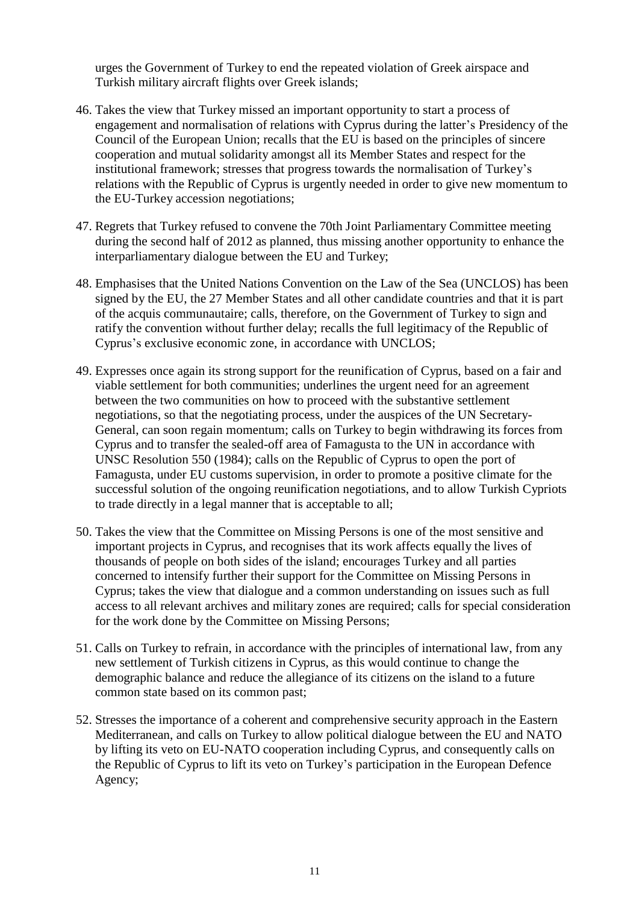urges the Government of Turkey to end the repeated violation of Greek airspace and Turkish military aircraft flights over Greek islands;

46. Takes the view that Turkey missed an important opportunity to start a process of engagement and normalisation of relations with Cyprus during the latter's Presidency of the Council of the European Union; recalls that the EU is based on the principles of sincere cooperation and mutual solidarity amongst all its Member States and respect for the institutional framework; stresses that progress towards the normalisation of Turkey's relations with the Republic of Cyprus is urgently needed in order to give new momentum to the EU-Turkey accession negotiations;

47. Regrets that Turkey refused to convene the 70th Joint Parliamentary Committee meeting during the second half of 2012 as planned, thus missing another opportunity to enhance the interparliamentary dialogue between the EU and Turkey;

48. Emphasises that the United Nations Convention on the Law of the Sea (UNCLOS) has been signed by the EU, the 27 Member States and all other candidate countries and that it is part of the acquis communautaire; calls, therefore, on the Government of Turkey to sign and ratify the convention without further delay; recalls the full legitimacy of the Republic of Cyprus's exclusive economic zone, in accordance with UNCLOS;

49. Expresses once again its strong support for the reunification of Cyprus, based on a fair and viable settlement for both communities; underlines the urgent need for an agreement between the two communities on how to proceed with the substantive settlement negotiations, so that the negotiating process, under the auspices of the UN Secretary-General, can soon regain momentum; calls on Turkey to begin withdrawing its forces from Cyprus and to transfer the sealed-off area of Famagusta to the UN in accordance with UNSC Resolution 550 (1984); calls on the Republic of Cyprus to open the port of Famagusta, under EU customs supervision, in order to promote a positive climate for the successful solution of the ongoing reunification negotiations, and to allow Turkish Cypriots to trade directly in a legal manner that is acceptable to all;

50. Takes the view that the Committee on Missing Persons is one of the most sensitive and important projects in Cyprus, and recognises that its work affects equally the lives of thousands of people on both sides of the island; encourages Turkey and all parties concerned to intensify further their support for the Committee on Missing Persons in Cyprus; takes the view that dialogue and a common understanding on issues such as full access to all relevant archives and military zones are required; calls for special consideration for the work done by the Committee on Missing Persons;

51. Calls on Turkey to refrain, in accordance with the principles of international law, from any new settlement of Turkish citizens in Cyprus, as this would continue to change the demographic balance and reduce the allegiance of its citizens on the island to a future common state based on its common past;

52. Stresses the importance of a coherent and comprehensive security approach in the Eastern Mediterranean, and calls on Turkey to allow political dialogue between the EU and NATO by lifting its veto on EU-NATO cooperation including Cyprus, and consequently calls on the Republic of Cyprus to lift its veto on Turkey's participation in the European Defence Agency;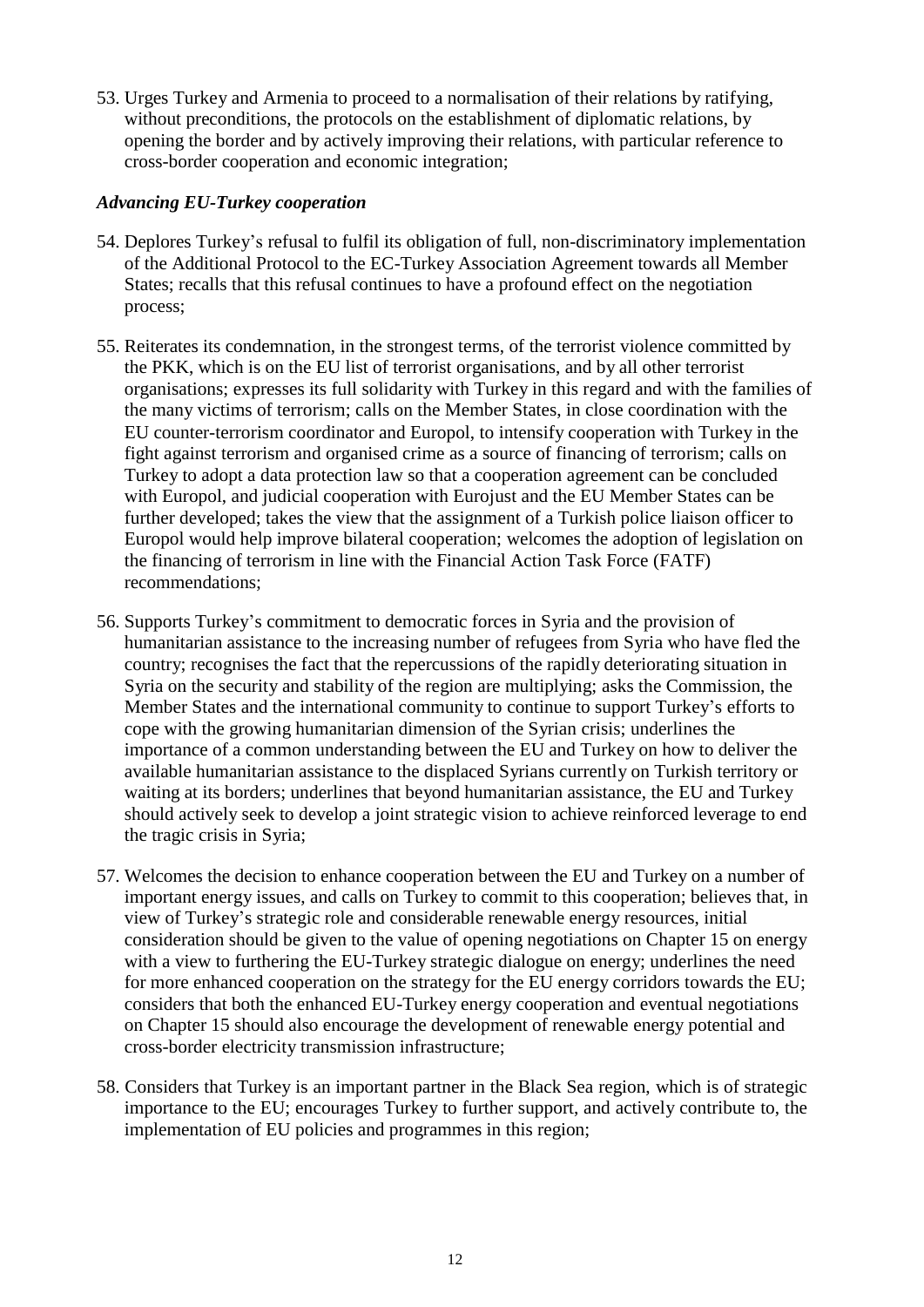53. Urges Turkey and Armenia to proceed to a normalisation of their relations by ratifying, without preconditions, the protocols on the establishment of diplomatic relations, by opening the border and by actively improving their relations, with particular reference to cross-border cooperation and economic integration;

### *Advancing EU-Turkey cooperation*

54. Deplores Turkey's refusal to fulfil its obligation of full, non-discriminatory implementation of the Additional Protocol to the EC-Turkey Association Agreement towards all Member States; recalls that this refusal continues to have a profound effect on the negotiation process;

55. Reiterates its condemnation, in the strongest terms, of the terrorist violence committed by the PKK, which is on the EU list of terrorist organisations, and by all other terrorist organisations; expresses its full solidarity with Turkey in this regard and with the families of the many victims of terrorism; calls on the Member States, in close coordination with the EU counter-terrorism coordinator and Europol, to intensify cooperation with Turkey in the fight against terrorism and organised crime as a source of financing of terrorism; calls on Turkey to adopt a data protection law so that a cooperation agreement can be concluded with Europol, and judicial cooperation with Eurojust and the EU Member States can be further developed; takes the view that the assignment of a Turkish police liaison officer to Europol would help improve bilateral cooperation; welcomes the adoption of legislation on the financing of terrorism in line with the Financial Action Task Force (FATF) recommendations;

56. Supports Turkey's commitment to democratic forces in Syria and the provision of humanitarian assistance to the increasing number of refugees from Syria who have fled the country; recognises the fact that the repercussions of the rapidly deteriorating situation in Syria on the security and stability of the region are multiplying; asks the Commission, the Member States and the international community to continue to support Turkey's efforts to cope with the growing humanitarian dimension of the Syrian crisis; underlines the importance of a common understanding between the EU and Turkey on how to deliver the available humanitarian assistance to the displaced Syrians currently on Turkish territory or waiting at its borders; underlines that beyond humanitarian assistance, the EU and Turkey should actively seek to develop a joint strategic vision to achieve reinforced leverage to end the tragic crisis in Syria;

57. Welcomes the decision to enhance cooperation between the EU and Turkey on a number of important energy issues, and calls on Turkey to commit to this cooperation; believes that, in view of Turkey's strategic role and considerable renewable energy resources, initial consideration should be given to the value of opening negotiations on Chapter 15 on energy with a view to furthering the EU-Turkey strategic dialogue on energy; underlines the need for more enhanced cooperation on the strategy for the EU energy corridors towards the EU; considers that both the enhanced EU-Turkey energy cooperation and eventual negotiations on Chapter 15 should also encourage the development of renewable energy potential and cross-border electricity transmission infrastructure;

58. Considers that Turkey is an important partner in the Black Sea region, which is of strategic importance to the EU; encourages Turkey to further support, and actively contribute to, the implementation of EU policies and programmes in this region;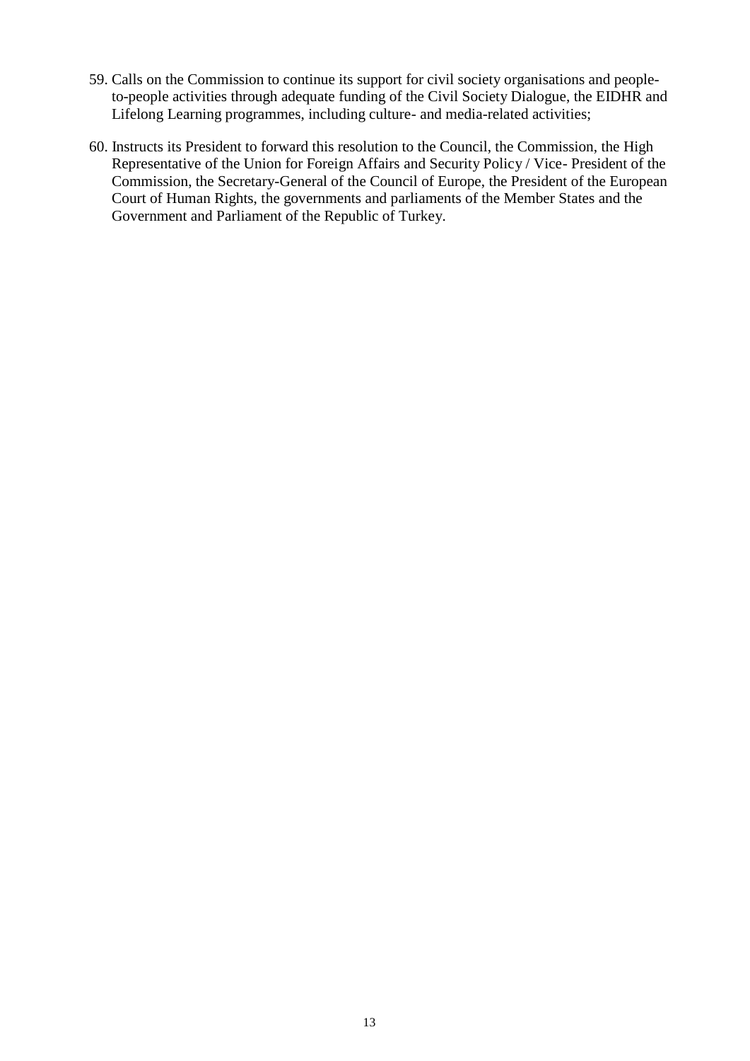59. Calls on the Commission to continue its support for civil society organisations and people-to-people activities through adequate funding of the Civil Society Dialogue, the EIDHR and Lifelong Learning programmes, including culture- and media-related activities;

60. Instructs its President to forward this resolution to the Council, the Commission, the High Representative of the Union for Foreign Affairs and Security Policy / Vice- President of the Commission, the Secretary-General of the Council of Europe, the President of the European Court of Human Rights, the governments and parliaments of the Member States and the Government and Parliament of the Republic of Turkey.